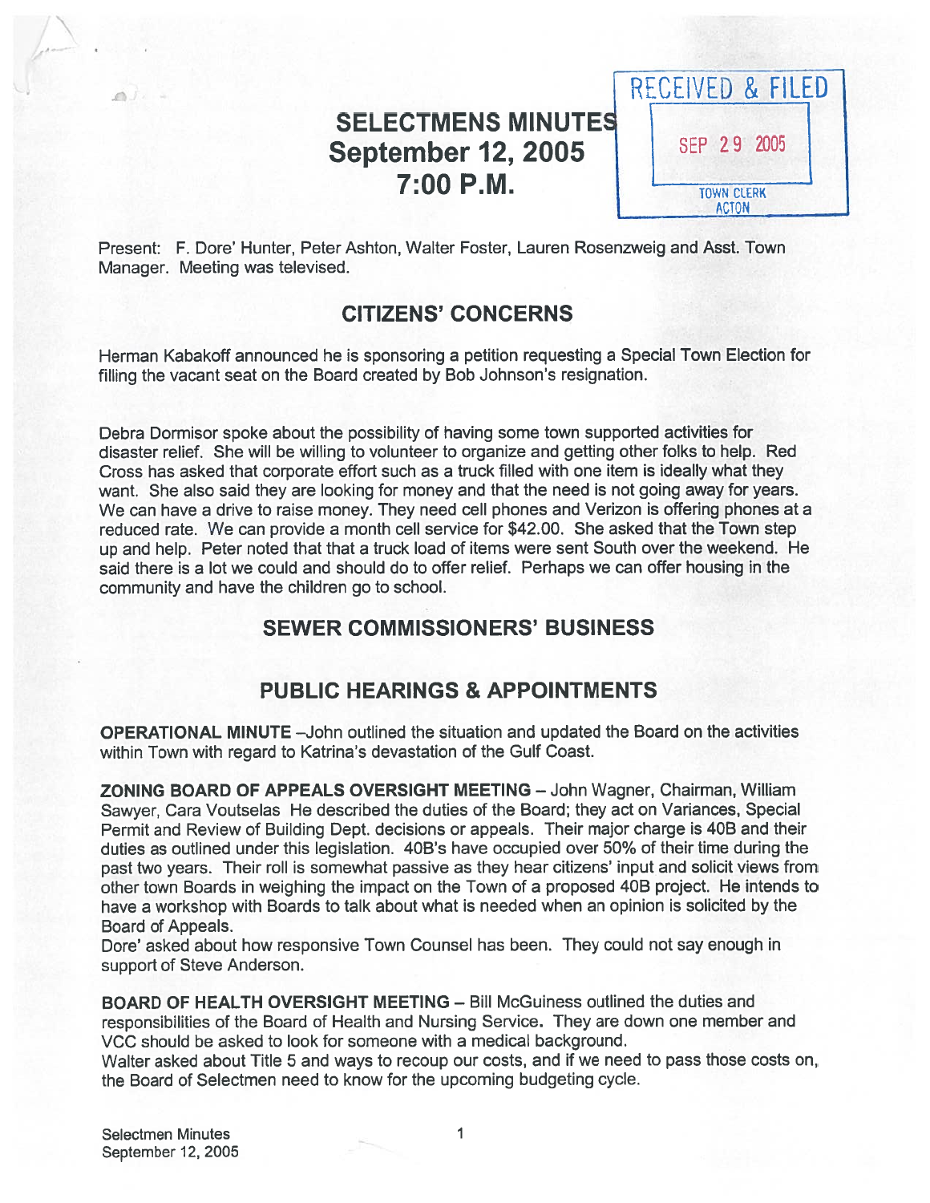# SELECTMENS MINUTES
## September 12, 2005
## 7:00 P.M.

RECEIVED & FILED
SEP 29 2005
TOWN CLERK
ACTON

Present: F. Dore' Hunter, Peter Ashton, Walter Foster, Lauren Rosenzweig and Asst. Town Manager. Meeting was televised.

## CITIZENS' CONCERNS

Herman Kabakoff announced he is sponsoring a petition requesting a Special Town Election for filling the vacant seat on the Board created by Bob Johnson's resignation.

Debra Dormisor spoke about the possibility of having some town supported activities for disaster relief. She will be willing to volunteer to organize and getting other folks to help. Red Cross has asked that corporate effort such as a truck filled with one item is ideally what they want. She also said they are looking for money and that the need is not going away for years. We can have a drive to raise money. They need cell phones and Verizon is offering phones at a reduced rate. We can provide a month cell service for $42.00. She asked that the Town step up and help. Peter noted that that a truck load of items were sent South over the weekend. He said there is a lot we could and should do to offer relief. Perhaps we can offer housing in the community and have the children go to school.

## SEWER COMMISSIONERS' BUSINESS

## PUBLIC HEARINGS & APPOINTMENTS

**OPERATIONAL MINUTE** –John outlined the situation and updated the Board on the activities within Town with regard to Katrina's devastation of the Gulf Coast.

**ZONING BOARD OF APPEALS OVERSIGHT MEETING** – John Wagner, Chairman, William Sawyer, Cara Voutselas He described the duties of the Board; they act on Variances, Special Permit and Review of Building Dept. decisions or appeals. Their major charge is 40B and their duties as outlined under this legislation. 40B's have occupied over 50% of their time during the past two years. Their roll is somewhat passive as they hear citizens' input and solicit views from other town Boards in weighing the impact on the Town of a proposed 40B project. He intends to have a workshop with Boards to talk about what is needed when an opinion is solicited by the Board of Appeals.
Dore' asked about how responsive Town Counsel has been. They could not say enough in support of Steve Anderson.

**BOARD OF HEALTH OVERSIGHT MEETING** – Bill McGuiness outlined the duties and responsibilities of the Board of Health and Nursing Service. They are down one member and VCC should be asked to look for someone with a medical background.
Walter asked about Title 5 and ways to recoup our costs, and if we need to pass those costs on, the Board of Selectmen need to know for the upcoming budgeting cycle.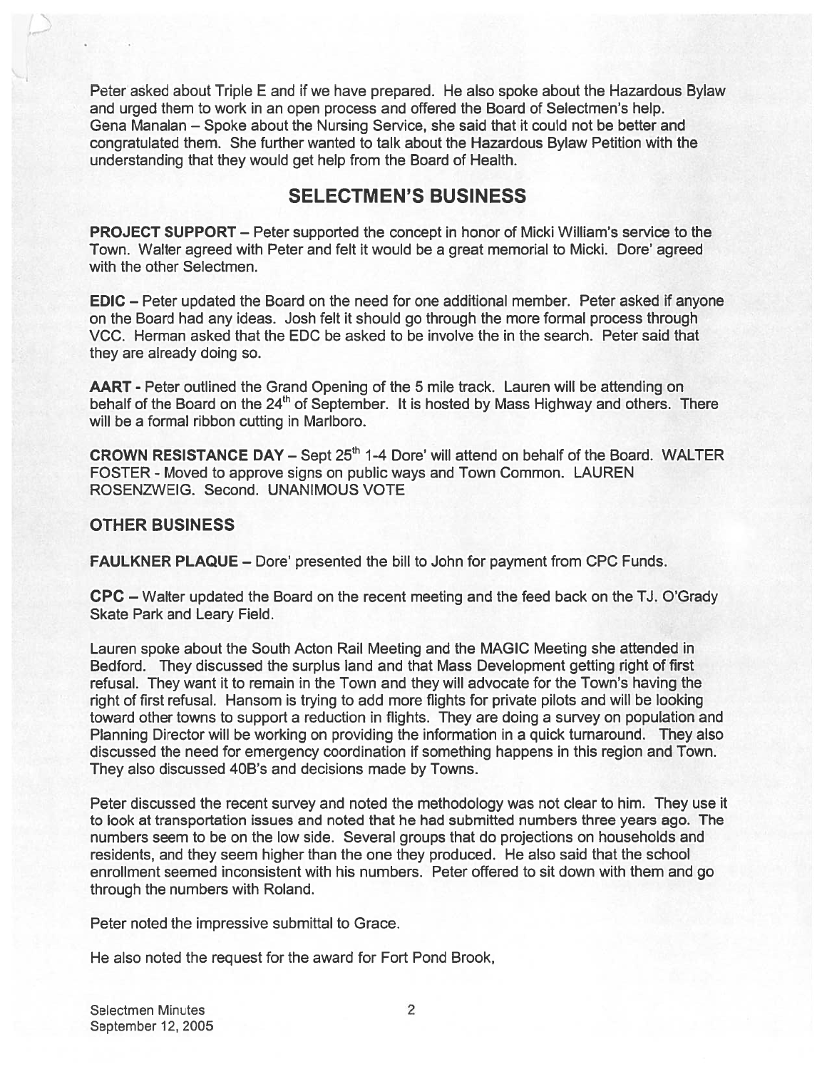Peter asked about Triple E and if we have prepared. He also spoke about the Hazardous Bylaw and urged them to work in an open process and offered the Board of Selectmen's help.
Gena Manalan – Spoke about the Nursing Service, she said that it could not be better and congratulated them. She further wanted to talk about the Hazardous Bylaw Petition with the understanding that they would get help from the Board of Health.

## SELECTMEN'S BUSINESS

**PROJECT SUPPORT** – Peter supported the concept in honor of Micki William's service to the Town. Walter agreed with Peter and felt it would be a great memorial to Micki. Dore' agreed with the other Selectmen.

**EDIC** – Peter updated the Board on the need for one additional member. Peter asked if anyone on the Board had any ideas. Josh felt it should go through the more formal process through VCC. Herman asked that the EDC be asked to be involve the in the search. Peter said that they are already doing so.

**AART** - Peter outlined the Grand Opening of the 5 mile track. Lauren will be attending on behalf of the Board on the 24th of September. It is hosted by Mass Highway and others. There will be a formal ribbon cutting in Marlboro.

**CROWN RESISTANCE DAY** – Sept 25th 1-4 Dore' will attend on behalf of the Board. WALTER FOSTER - Moved to approve signs on public ways and Town Common. LAUREN ROSENZWEIG. Second. UNANIMOUS VOTE

### OTHER BUSINESS

**FAULKNER PLAQUE** – Dore' presented the bill to John for payment from CPC Funds.

**CPC** – Walter updated the Board on the recent meeting and the feed back on the TJ. O'Grady Skate Park and Leary Field.

Lauren spoke about the South Acton Rail Meeting and the MAGIC Meeting she attended in Bedford. They discussed the surplus land and that Mass Development getting right of first refusal. They want it to remain in the Town and they will advocate for the Town's having the right of first refusal. Hansom is trying to add more flights for private pilots and will be looking toward other towns to support a reduction in flights. They are doing a survey on population and Planning Director will be working on providing the information in a quick turnaround. They also discussed the need for emergency coordination if something happens in this region and Town. They also discussed 40B's and decisions made by Towns.

Peter discussed the recent survey and noted the methodology was not clear to him. They use it to look at transportation issues and noted that he had submitted numbers three years ago. The numbers seem to be on the low side. Several groups that do projections on households and residents, and they seem higher than the one they produced. He also said that the school enrollment seemed inconsistent with his numbers. Peter offered to sit down with them and go through the numbers with Roland.

Peter noted the impressive submittal to Grace.

He also noted the request for the award for Fort Pond Brook,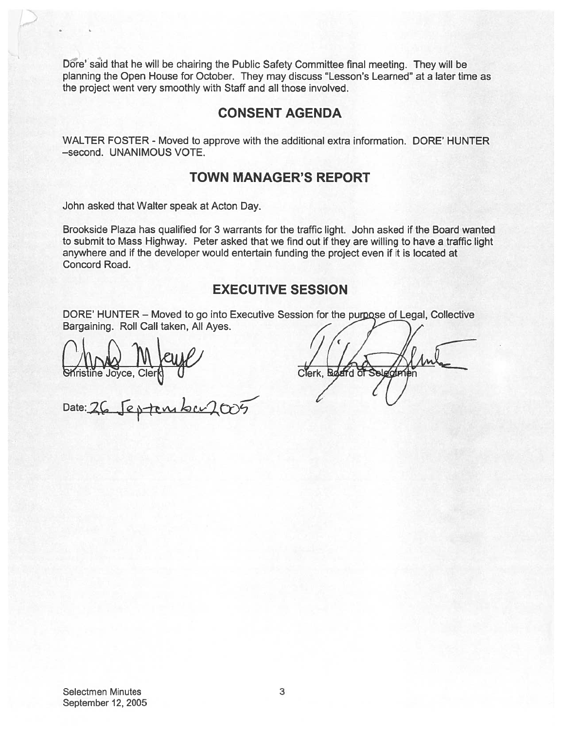Dore' said that he will be chairing the Public Safety Committee final meeting. They will be planning the Open House for October. They may discuss "Lesson's Learned" at a later time as the project went very smoothly with Staff and all those involved.

## CONSENT AGENDA

WALTER FOSTER - Moved to approve with the additional extra information. DORE' HUNTER –second. UNANIMOUS VOTE.

## TOWN MANAGER'S REPORT

John asked that Walter speak at Acton Day.

Brookside Plaza has qualified for 3 warrants for the traffic light. John asked if the Board wanted to submit to Mass Highway. Peter asked that we find out if they are willing to have a traffic light anywhere and if the developer would entertain funding the project even if it is located at Concord Road.

## EXECUTIVE SESSION

DORE' HUNTER – Moved to go into Executive Session for the purpose of Legal, Collective Bargaining. Roll Call taken, All Ayes.

Christine Joyce, Clerk

Clerk, Board of Selectmen

Date: 26 September 2005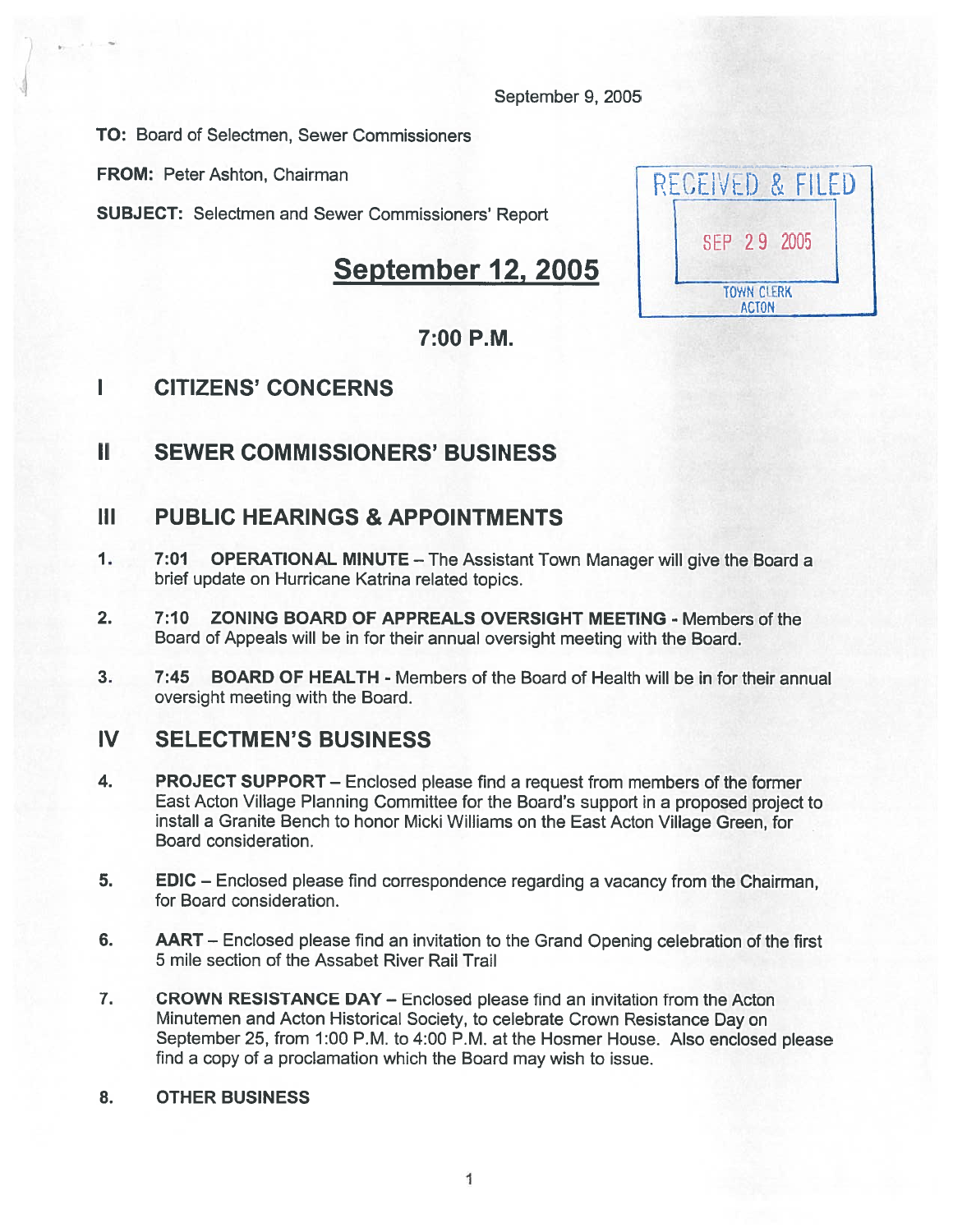September 9, 2005

**TO:** Board of Selectmen, Sewer Commissioners

**FROM:** Peter Ashton, Chairman

**SUBJECT:** Selectmen and Sewer Commissioners' Report

RECEIVED & FILED
SEP 29 2005
TOWN CLERK
ACTON

# September 12, 2005

## 7:00 P.M.

## I CITIZENS' CONCERNS

## II SEWER COMMISSIONERS' BUSINESS

## III PUBLIC HEARINGS & APPOINTMENTS

1. **7:01 OPERATIONAL MINUTE** – The Assistant Town Manager will give the Board a brief update on Hurricane Katrina related topics.

2. **7:10 ZONING BOARD OF APPEALS OVERSIGHT MEETING** - Members of the Board of Appeals will be in for their annual oversight meeting with the Board.

3. **7:45 BOARD OF HEALTH** - Members of the Board of Health will be in for their annual oversight meeting with the Board.

## IV SELECTMEN'S BUSINESS

4. **PROJECT SUPPORT** – Enclosed please find a request from members of the former East Acton Village Planning Committee for the Board's support in a proposed project to install a Granite Bench to honor Micki Williams on the East Acton Village Green, for Board consideration.

5. **EDIC** – Enclosed please find correspondence regarding a vacancy from the Chairman, for Board consideration.

6. **AART** – Enclosed please find an invitation to the Grand Opening celebration of the first 5 mile section of the Assabet River Rail Trail

7. **CROWN RESISTANCE DAY** – Enclosed please find an invitation from the Acton Minutemen and Acton Historical Society, to celebrate Crown Resistance Day on September 25, from 1:00 P.M. to 4:00 P.M. at the Hosmer House. Also enclosed please find a copy of a proclamation which the Board may wish to issue.

8. **OTHER BUSINESS**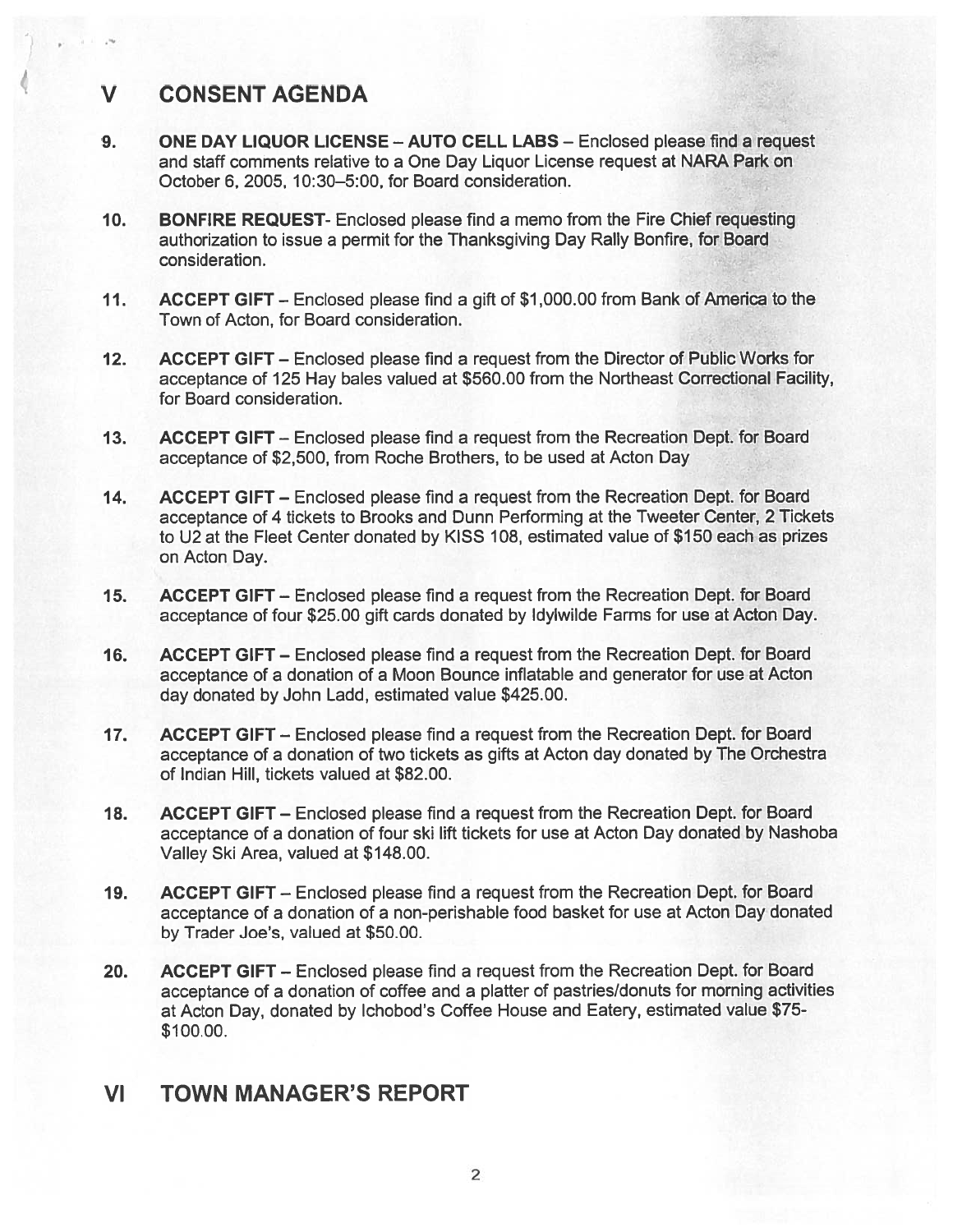## V CONSENT AGENDA

9. **ONE DAY LIQUOR LICENSE – AUTO CELL LABS** – Enclosed please find a request and staff comments relative to a One Day Liquor License request at NARA Park on October 6, 2005, 10:30–5:00, for Board consideration.

10. **BONFIRE REQUEST**- Enclosed please find a memo from the Fire Chief requesting authorization to issue a permit for the Thanksgiving Day Rally Bonfire, for Board consideration.

11. **ACCEPT GIFT** – Enclosed please find a gift of $1,000.00 from Bank of America to the Town of Acton, for Board consideration.

12. **ACCEPT GIFT** – Enclosed please find a request from the Director of Public Works for acceptance of 125 Hay bales valued at $560.00 from the Northeast Correctional Facility, for Board consideration.

13. **ACCEPT GIFT** – Enclosed please find a request from the Recreation Dept. for Board acceptance of $2,500, from Roche Brothers, to be used at Acton Day

14. **ACCEPT GIFT** – Enclosed please find a request from the Recreation Dept. for Board acceptance of 4 tickets to Brooks and Dunn Performing at the Tweeter Center, 2 Tickets to U2 at the Fleet Center donated by KISS 108, estimated value of $150 each as prizes on Acton Day.

15. **ACCEPT GIFT** – Enclosed please find a request from the Recreation Dept. for Board acceptance of four $25.00 gift cards donated by Idylwilde Farms for use at Acton Day.

16. **ACCEPT GIFT** – Enclosed please find a request from the Recreation Dept. for Board acceptance of a donation of a Moon Bounce inflatable and generator for use at Acton day donated by John Ladd, estimated value $425.00.

17. **ACCEPT GIFT** – Enclosed please find a request from the Recreation Dept. for Board acceptance of a donation of two tickets as gifts at Acton day donated by The Orchestra of Indian Hill, tickets valued at $82.00.

18. **ACCEPT GIFT** – Enclosed please find a request from the Recreation Dept. for Board acceptance of a donation of four ski lift tickets for use at Acton Day donated by Nashoba Valley Ski Area, valued at $148.00.

19. **ACCEPT GIFT** – Enclosed please find a request from the Recreation Dept. for Board acceptance of a donation of a non-perishable food basket for use at Acton Day donated by Trader Joe's, valued at $50.00.

20. **ACCEPT GIFT** – Enclosed please find a request from the Recreation Dept. for Board acceptance of a donation of coffee and a platter of pastries/donuts for morning activities at Acton Day, donated by Ichobod's Coffee House and Eatery, estimated value $75-$100.00.

## VI TOWN MANAGER'S REPORT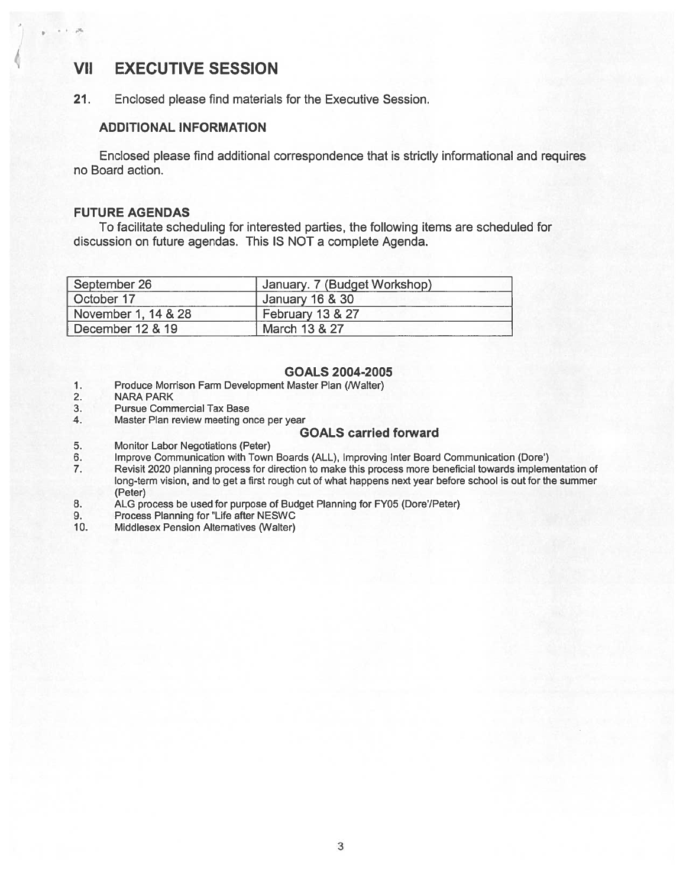## VII EXECUTIVE SESSION

**21.** Enclosed please find materials for the Executive Session.

### ADDITIONAL INFORMATION

Enclosed please find additional correspondence that is strictly informational and requires no Board action.

### FUTURE AGENDAS

To facilitate scheduling for interested parties, the following items are scheduled for discussion on future agendas. This IS NOT a complete Agenda.

| | |
|---|---|
| September 26 | January. 7 (Budget Workshop) |
| October 17 | January 16 & 30 |
| November 1, 14 & 28 | February 13 & 27 |
| December 12 & 19 | March 13 & 27 |

### GOALS 2004-2005

1. Produce Morrison Farm Development Master Plan (/Walter)
2. NARA PARK
3. Pursue Commercial Tax Base
4. Master Plan review meeting once per year

### GOALS carried forward

5. Monitor Labor Negotiations (Peter)
6. Improve Communication with Town Boards (ALL), Improving Inter Board Communication (Dore')
7. Revisit 2020 planning process for direction to make this process more beneficial towards implementation of long-term vision, and to get a first rough cut of what happens next year before school is out for the summer (Peter)
8. ALG process be used for purpose of Budget Planning for FY05 (Dore'/Peter)
9. Process Planning for "Life after NESWC
10. Middlesex Pension Alternatives (Walter)